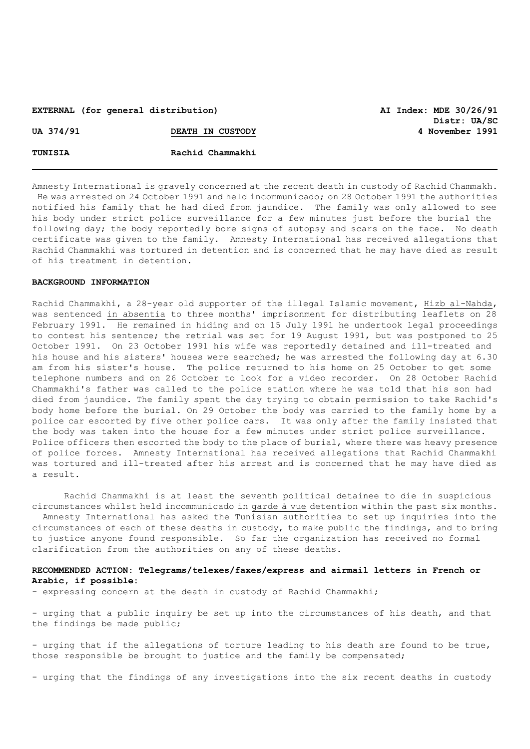**EXTERNAL (for general distribution)** **AI Index: MDE 30/26/91**
**Distr: UA/SC**

**UA 374/91** **DEATH IN CUSTODY** **4 November 1991**

**TUNISIA** **Rachid Chammakhi**

---

Amnesty International is gravely concerned at the recent death in custody of Rachid Chammakh. He was arrested on 24 October 1991 and held incommunicado; on 28 October 1991 the authorities notified his family that he had died from jaundice. The family was only allowed to see his body under strict police surveillance for a few minutes just before the burial the following day; the body reportedly bore signs of autopsy and scars on the face. No death certificate was given to the family. Amnesty International has received allegations that Rachid Chammakhi was tortured in detention and is concerned that he may have died as result of his treatment in detention.

**BACKGROUND INFORMATION**

Rachid Chammakhi, a 28-year old supporter of the illegal Islamic movement, Hizb al-Nahda, was sentenced in absentia to three months' imprisonment for distributing leaflets on 28 February 1991. He remained in hiding and on 15 July 1991 he undertook legal proceedings to contest his sentence; the retrial was set for 19 August 1991, but was postponed to 25 October 1991. On 23 October 1991 his wife was reportedly detained and ill-treated and his house and his sisters' houses were searched; he was arrested the following day at 6.30 am from his sister's house. The police returned to his home on 25 October to get some telephone numbers and on 26 October to look for a video recorder. On 28 October Rachid Chammakhi's father was called to the police station where he was told that his son had died from jaundice. The family spent the day trying to obtain permission to take Rachid's body home before the burial. On 29 October the body was carried to the family home by a police car escorted by five other police cars. It was only after the family insisted that the body was taken into the house for a few minutes under strict police surveillance. Police officers then escorted the body to the place of burial, where there was heavy presence of police forces. Amnesty International has received allegations that Rachid Chammakhi was tortured and ill-treated after his arrest and is concerned that he may have died as a result.

Rachid Chammakhi is at least the seventh political detainee to die in suspicious circumstances whilst held incommunicado in garde à vue detention within the past six months. Amnesty International has asked the Tunisian authorities to set up inquiries into the circumstances of each of these deaths in custody, to make public the findings, and to bring to justice anyone found responsible. So far the organization has received no formal clarification from the authorities on any of these deaths.

**RECOMMENDED ACTION: Telegrams/telexes/faxes/express and airmail letters in French or Arabic, if possible:**

- expressing concern at the death in custody of Rachid Chammakhi;

- urging that a public inquiry be set up into the circumstances of his death, and that the findings be made public;

- urging that if the allegations of torture leading to his death are found to be true, those responsible be brought to justice and the family be compensated;

- urging that the findings of any investigations into the six recent deaths in custody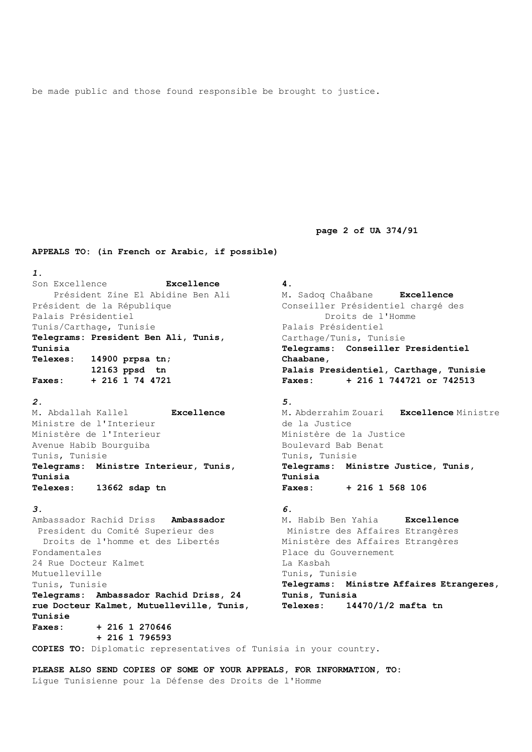be made public and those found responsible be brought to justice.

**APPEALS TO: (in French or Arabic, if possible)**

*1.*
Son Excellence **Excellence**
Président Zine El Abidine Ben Ali
Président de la République
Palais Présidentiel
Tunis/Carthage, Tunisie
**Telegrams: President Ben Ali, Tunis, Tunisia**
**Telexes: 14900 prpsa tn;**
**12163 ppsd tn**
**Faxes: + 216 1 74 4721**

*2.*
M. Abdallah Kallel **Excellence**
Ministre de l'Interieur
Ministère de l'Interieur
Avenue Habib Bourguiba
Tunis, Tunisie
**Telegrams: Ministre Interieur, Tunis, Tunisia**
**Telexes: 13662 sdap tn**

*3.*
Ambassador Rachid Driss **Ambassador**
President du Comité Superieur des Droits de l'homme et des Libertés Fondamentales
24 Rue Docteur Kalmet
Mutuelleville
Tunis, Tunisie
**Telegrams: Ambassador Rachid Driss, 24 rue Docteur Kalmet, Mutuelleville, Tunis, Tunisie**
**Faxes: + 216 1 270646**
**+ 216 1 796593**

*4.*
M. Sadoq Chaâbane **Excellence**
Conseiller Présidentiel chargé des Droits de l'Homme
Palais Présidentiel
Carthage/Tunis, Tunisie
**Telegrams: Conseiller Presidentiel Chaabane, Palais Presidentiel, Carthage, Tunisie**
**Faxes: + 216 1 744721 or 742513**

*5.*
M. Abderrahim Zouari **Excellence** Ministre de la Justice
Ministère de la Justice
Boulevard Bab Benat
Tunis, Tunisie
**Telegrams: Ministre Justice, Tunis, Tunisia**
**Faxes: + 216 1 568 106**

*6.*
M. Habib Ben Yahia **Excellence**
Ministre des Affaires Etrangères
Ministère des Affaires Etrangères
Place du Gouvernement
La Kasbah
Tunis, Tunisie
**Telegrams: Ministre Affaires Etrangeres, Tunis, Tunisia**
**Telexes: 14470/1/2 mafta tn**

**COPIES TO:** Diplomatic representatives of Tunisia in your country.

**PLEASE ALSO SEND COPIES OF SOME OF YOUR APPEALS, FOR INFORMATION, TO:**
Ligue Tunisienne pour la Défense des Droits de l'Homme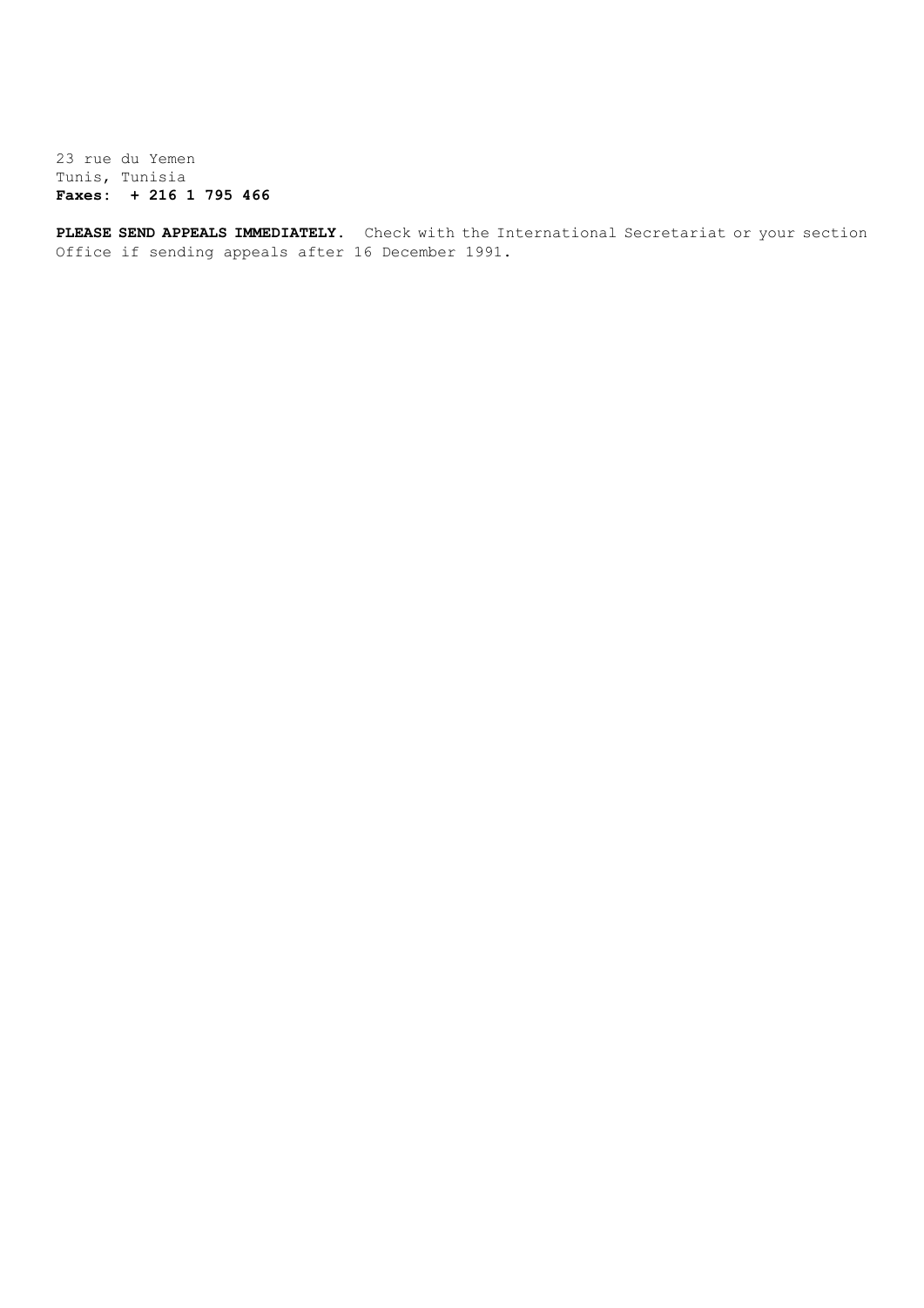23 rue du Yemen
Tunis, Tunisia
**Faxes: + 216 1 795 466**

**PLEASE SEND APPEALS IMMEDIATELY.** Check with the International Secretariat or your section Office if sending appeals after 16 December 1991.